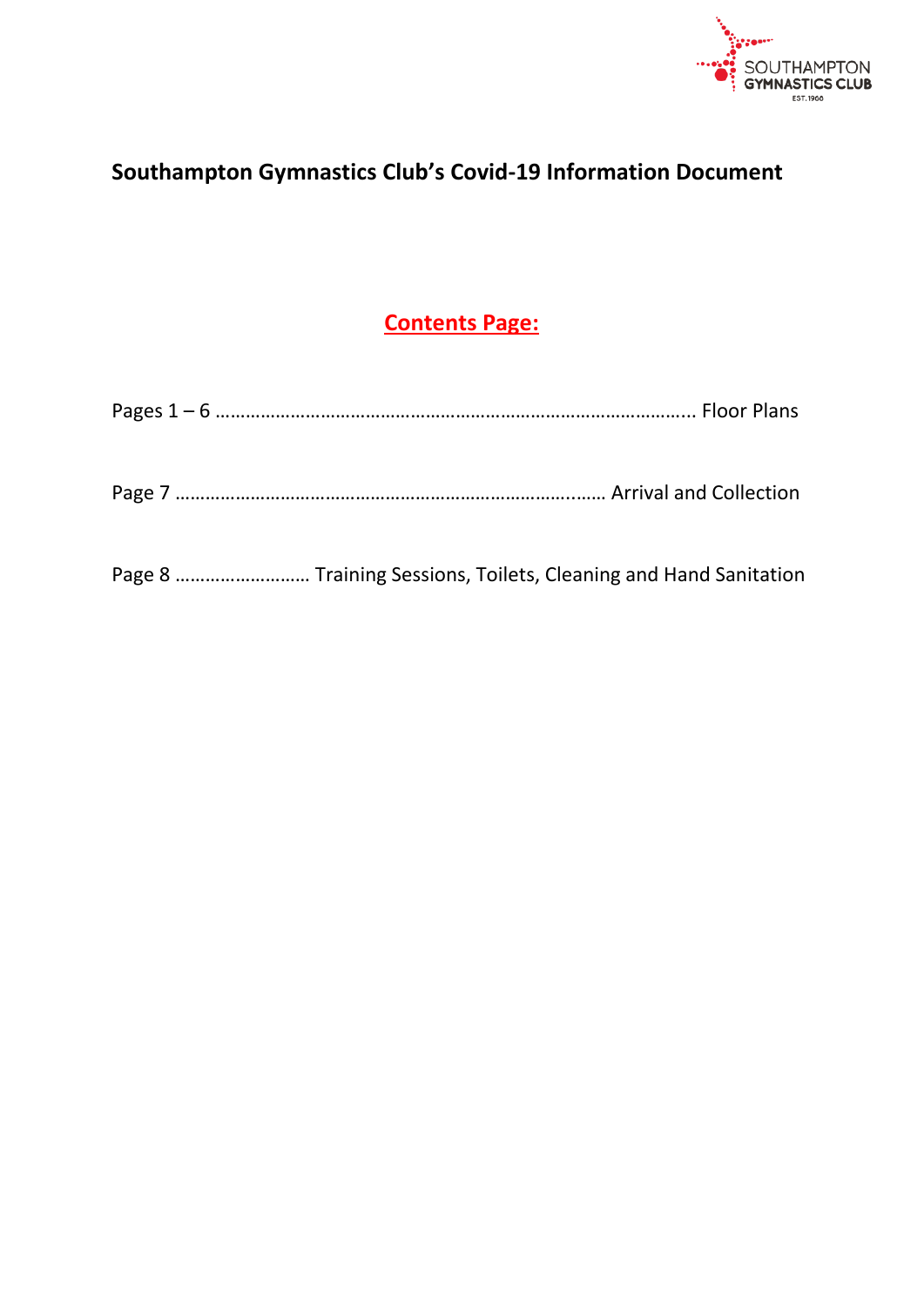# Southampton Gymnastics Club's Covid-19 Information Document

## Contents Page:

Pages 1 – 6 ……………………………………………………………………………….. Floor Plans

Page 7 ……………………………………………………………………..…… Arrival and Collection

Page 8 ……………………… Training Sessions, Toilets, Cleaning and Hand Sanitation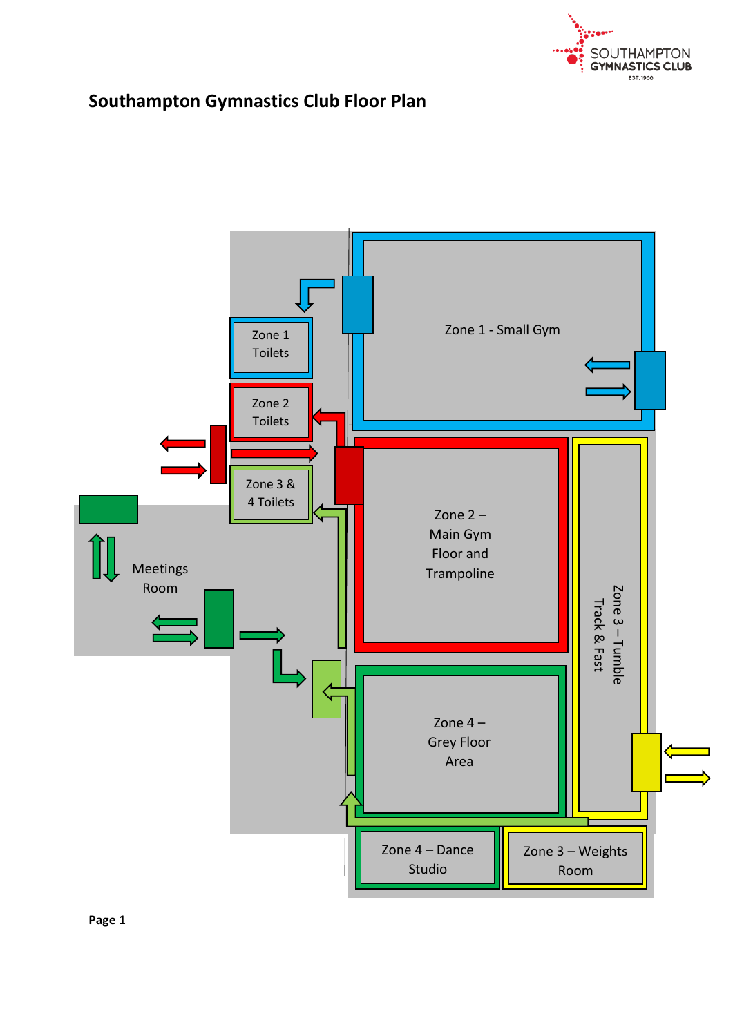# Southampton Gymnastics Club Floor Plan

Zone 1 Toilets

Zone 2 Toilets

Zone 3 & 4 Toilets

Meetings Room

Zone 1 - Small Gym

Zone 2 – Main Gym Floor and Trampoline

Zone 3 – Tumble Track & Fast

Zone 4 – Grey Floor Area

Zone 4 – Dance Studio

Zone 3 – Weights Room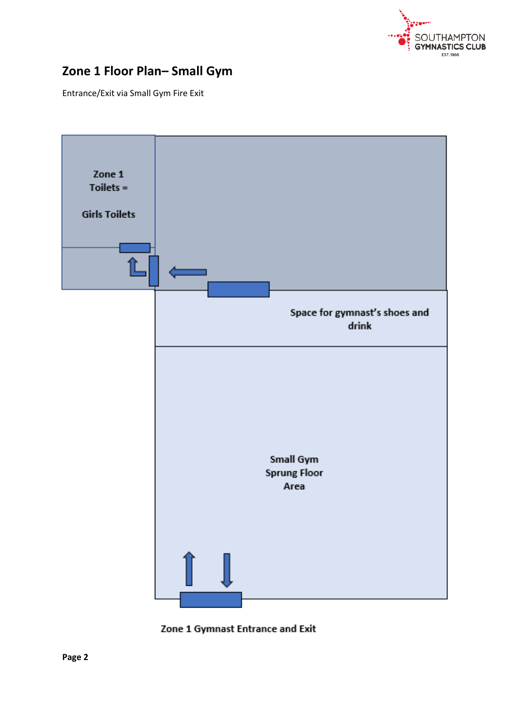## Zone 1 Floor Plan– Small Gym

Entrance/Exit via Small Gym Fire Exit

Zone 1
Toilets =

Girls Toilets

Space for gymnast's shoes and drink

Small Gym
Sprung Floor
Area

Zone 1 Gymnast Entrance and Exit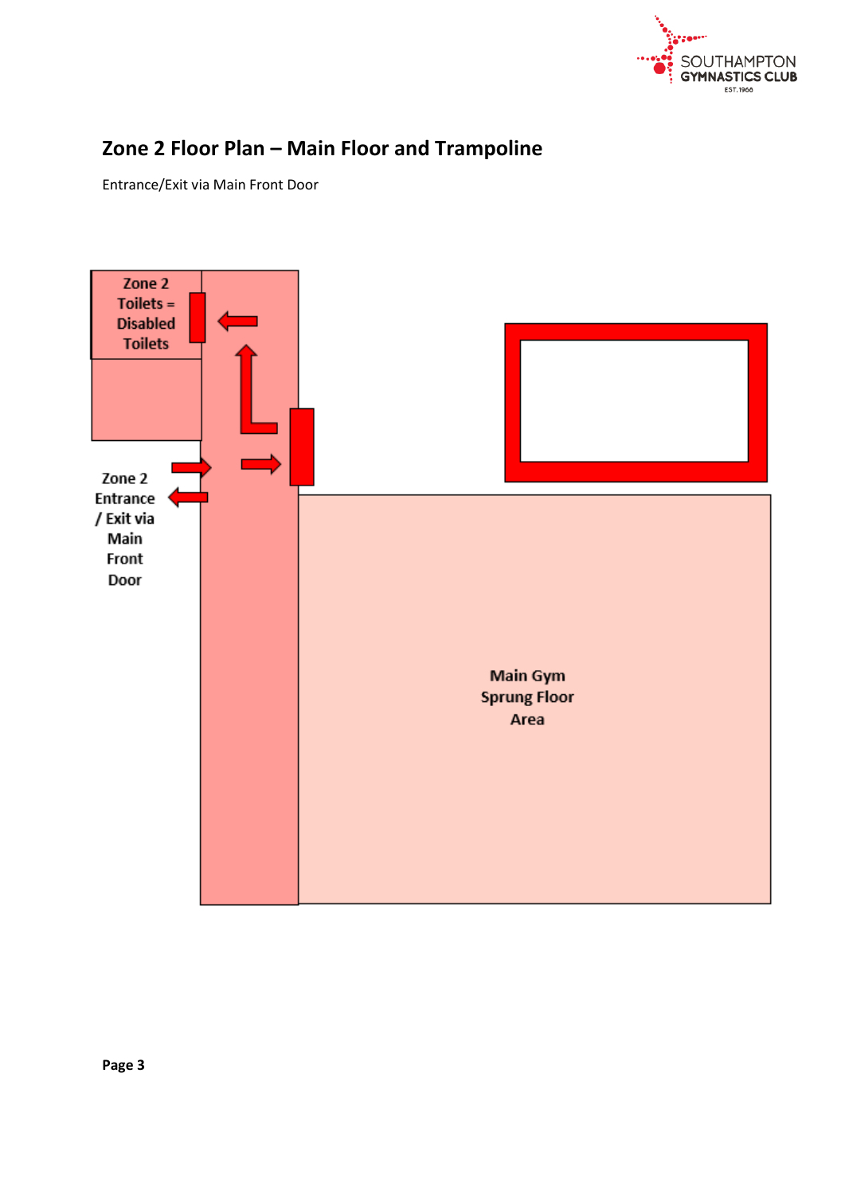## Zone 2 Floor Plan – Main Floor and Trampoline

Entrance/Exit via Main Front Door

Zone 2 Toilets = Disabled Toilets

Zone 2 Entrance / Exit via Main Front Door

Main Gym Sprung Floor Area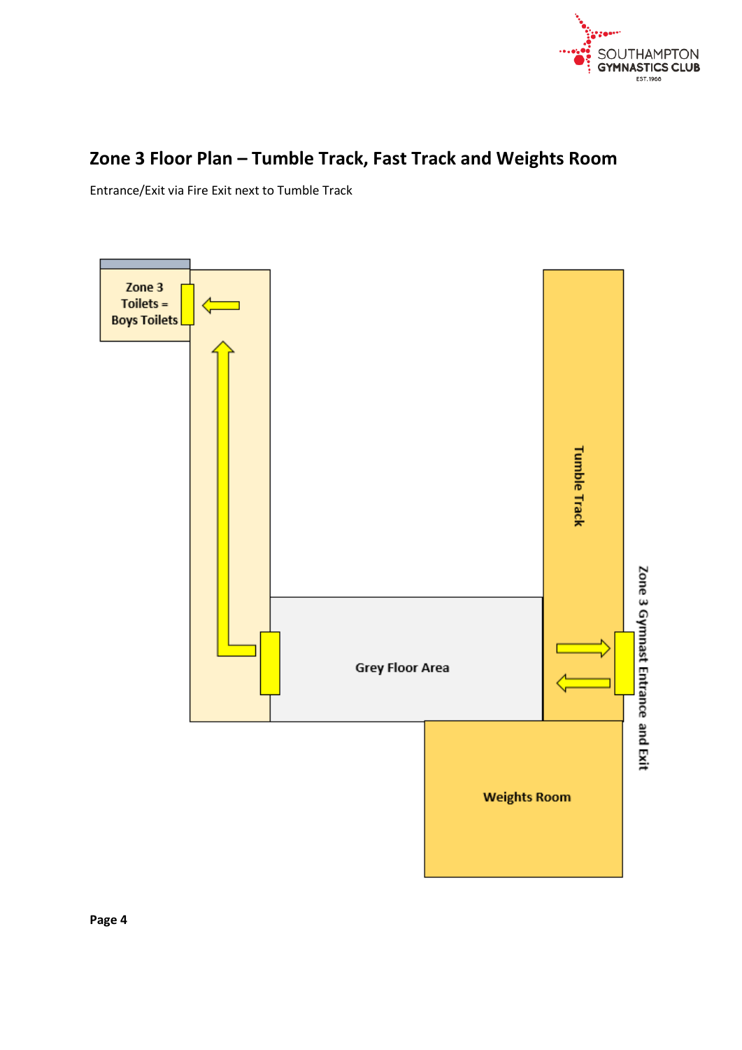## Zone 3 Floor Plan – Tumble Track, Fast Track and Weights Room

Entrance/Exit via Fire Exit next to Tumble Track

Zone 3 Toilets = Boys Toilets

Tumble Track

Zone 3 Gymnast Entrance and Exit

Grey Floor Area

Weights Room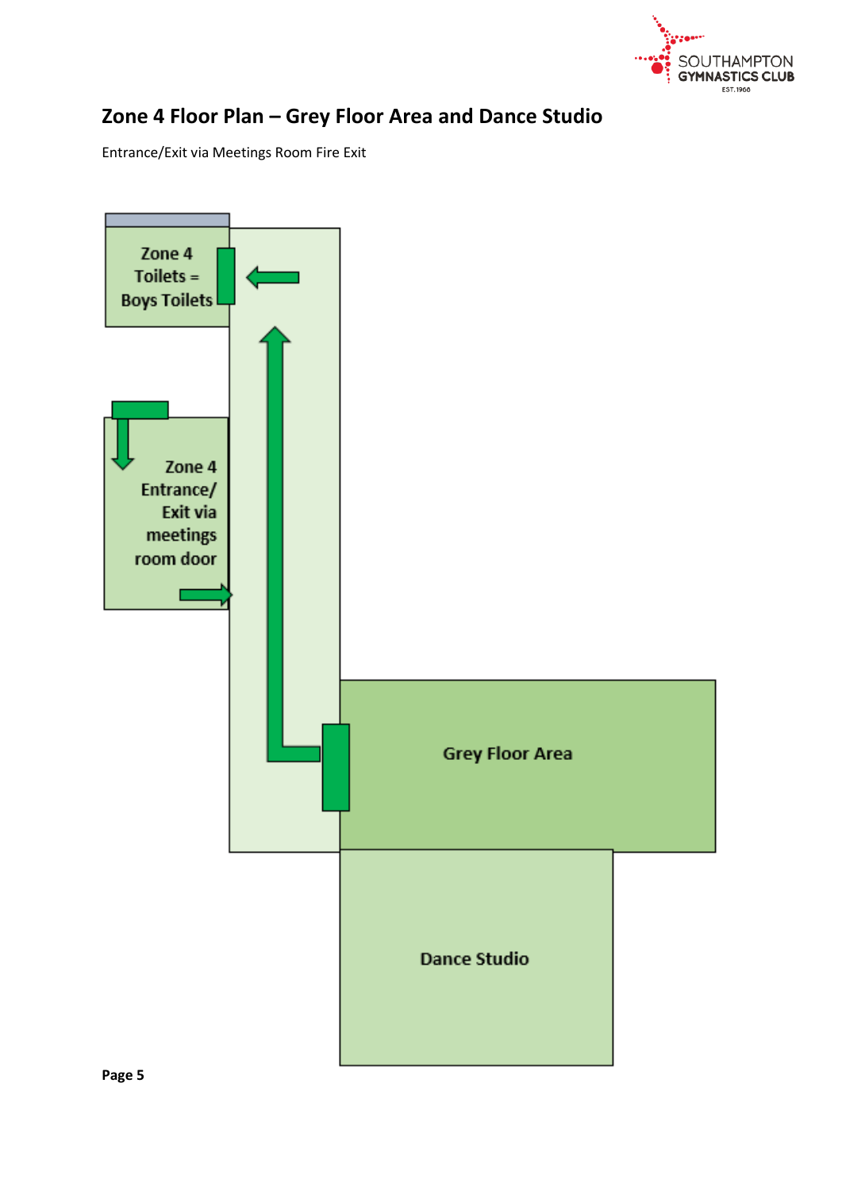## Zone 4 Floor Plan – Grey Floor Area and Dance Studio

Entrance/Exit via Meetings Room Fire Exit

Zone 4 Toilets = Boys Toilets

Zone 4 Entrance/ Exit via meetings room door

Grey Floor Area

Dance Studio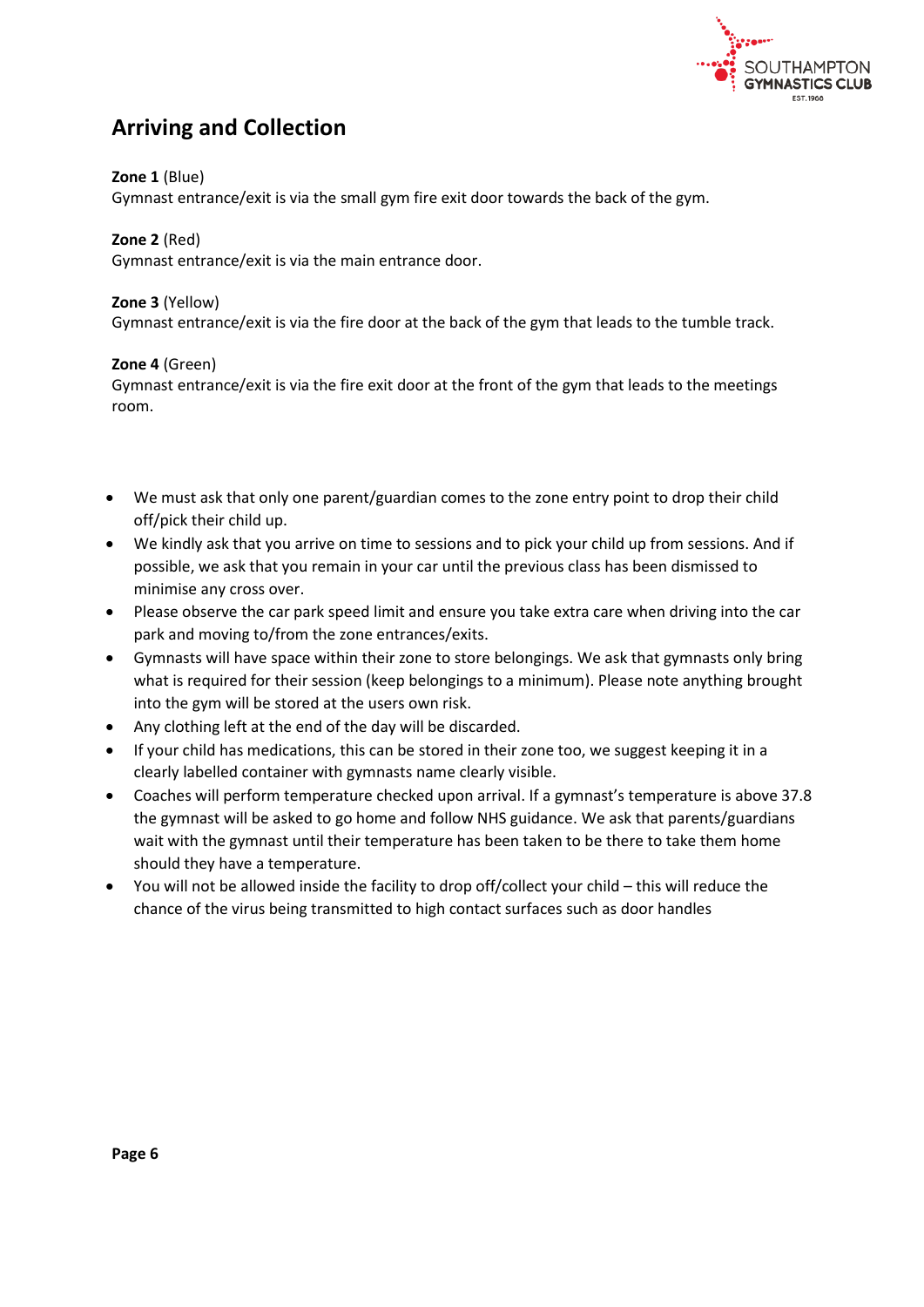## Arriving and Collection

**Zone 1** (Blue)
Gymnast entrance/exit is via the small gym fire exit door towards the back of the gym.

**Zone 2** (Red)
Gymnast entrance/exit is via the main entrance door.

**Zone 3** (Yellow)
Gymnast entrance/exit is via the fire door at the back of the gym that leads to the tumble track.

**Zone 4** (Green)
Gymnast entrance/exit is via the fire exit door at the front of the gym that leads to the meetings room.

- We must ask that only one parent/guardian comes to the zone entry point to drop their child off/pick their child up.
- We kindly ask that you arrive on time to sessions and to pick your child up from sessions. And if possible, we ask that you remain in your car until the previous class has been dismissed to minimise any cross over.
- Please observe the car park speed limit and ensure you take extra care when driving into the car park and moving to/from the zone entrances/exits.
- Gymnasts will have space within their zone to store belongings. We ask that gymnasts only bring what is required for their session (keep belongings to a minimum). Please note anything brought into the gym will be stored at the users own risk.
- Any clothing left at the end of the day will be discarded.
- If your child has medications, this can be stored in their zone too, we suggest keeping it in a clearly labelled container with gymnasts name clearly visible.
- Coaches will perform temperature checked upon arrival. If a gymnast's temperature is above 37.8 the gymnast will be asked to go home and follow NHS guidance. We ask that parents/guardians wait with the gymnast until their temperature has been taken to be there to take them home should they have a temperature.
- You will not be allowed inside the facility to drop off/collect your child – this will reduce the chance of the virus being transmitted to high contact surfaces such as door handles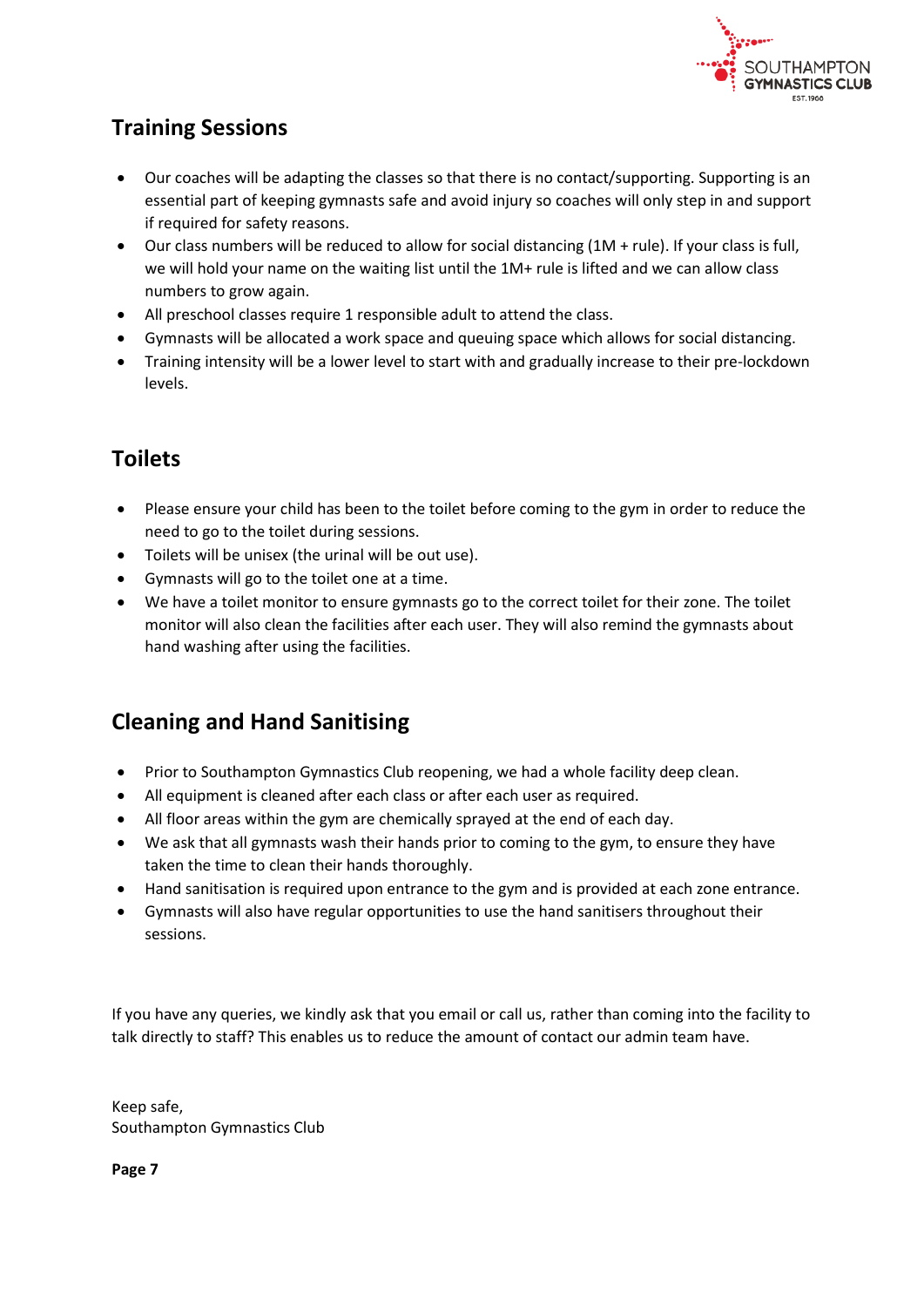## Training Sessions

- Our coaches will be adapting the classes so that there is no contact/supporting. Supporting is an essential part of keeping gymnasts safe and avoid injury so coaches will only step in and support if required for safety reasons.
- Our class numbers will be reduced to allow for social distancing (1M + rule). If your class is full, we will hold your name on the waiting list until the 1M+ rule is lifted and we can allow class numbers to grow again.
- All preschool classes require 1 responsible adult to attend the class.
- Gymnasts will be allocated a work space and queuing space which allows for social distancing.
- Training intensity will be a lower level to start with and gradually increase to their pre-lockdown levels.

## Toilets

- Please ensure your child has been to the toilet before coming to the gym in order to reduce the need to go to the toilet during sessions.
- Toilets will be unisex (the urinal will be out use).
- Gymnasts will go to the toilet one at a time.
- We have a toilet monitor to ensure gymnasts go to the correct toilet for their zone. The toilet monitor will also clean the facilities after each user. They will also remind the gymnasts about hand washing after using the facilities.

## Cleaning and Hand Sanitising

- Prior to Southampton Gymnastics Club reopening, we had a whole facility deep clean.
- All equipment is cleaned after each class or after each user as required.
- All floor areas within the gym are chemically sprayed at the end of each day.
- We ask that all gymnasts wash their hands prior to coming to the gym, to ensure they have taken the time to clean their hands thoroughly.
- Hand sanitisation is required upon entrance to the gym and is provided at each zone entrance.
- Gymnasts will also have regular opportunities to use the hand sanitisers throughout their sessions.

If you have any queries, we kindly ask that you email or call us, rather than coming into the facility to talk directly to staff? This enables us to reduce the amount of contact our admin team have.

Keep safe,
Southampton Gymnastics Club